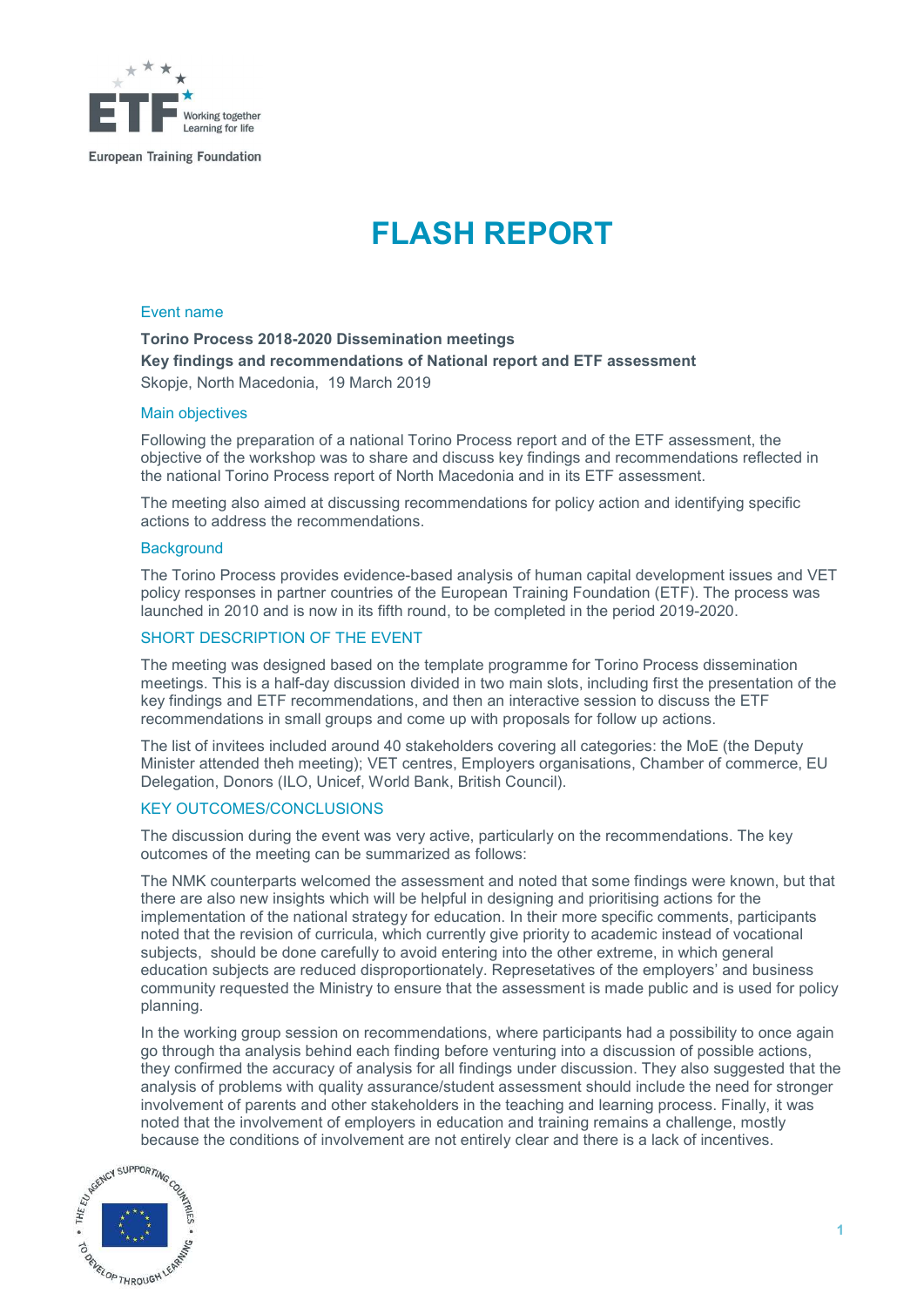# FLASH REPORT

### Event name

**Torino Process 2018-2020 Dissemination meetings**
**Key findings and recommendations of National report and ETF assessment**
Skopje, North Macedonia, 19 March 2019

### Main objectives

Following the preparation of a national Torino Process report and of the ETF assessment, the objective of the workshop was to share and discuss key findings and recommendations reflected in the national Torino Process report of North Macedonia and in its ETF assessment.

The meeting also aimed at discussing recommendations for policy action and identifying specific actions to address the recommendations.

### Background

The Torino Process provides evidence-based analysis of human capital development issues and VET policy responses in partner countries of the European Training Foundation (ETF). The process was launched in 2010 and is now in its fifth round, to be completed in the period 2019-2020.

### SHORT DESCRIPTION OF THE EVENT

The meeting was designed based on the template programme for Torino Process dissemination meetings. This is a half-day discussion divided in two main slots, including first the presentation of the key findings and ETF recommendations, and then an interactive session to discuss the ETF recommendations in small groups and come up with proposals for follow up actions.

The list of invitees included around 40 stakeholders covering all categories: the MoE (the Deputy Minister attended theh meeting); VET centres, Employers organisations, Chamber of commerce, EU Delegation, Donors (ILO, Unicef, World Bank, British Council).

### KEY OUTCOMES/CONCLUSIONS

The discussion during the event was very active, particularly on the recommendations. The key outcomes of the meeting can be summarized as follows:

The NMK counterparts welcomed the assessment and noted that some findings were known, but that there are also new insights which will be helpful in designing and prioritising actions for the implementation of the national strategy for education. In their more specific comments, participants noted that the revision of curricula, which currently give priority to academic instead of vocational subjects, should be done carefully to avoid entering into the other extreme, in which general education subjects are reduced disproportionately. Represetatives of the employers' and business community requested the Ministry to ensure that the assessment is made public and is used for policy planning.

In the working group session on recommendations, where participants had a possibility to once again go through tha analysis behind each finding before venturing into a discussion of possible actions, they confirmed the accuracy of analysis for all findings under discussion. They also suggested that the analysis of problems with quality assurance/student assessment should include the need for stronger involvement of parents and other stakeholders in the teaching and learning process. Finally, it was noted that the involvement of employers in education and training remains a challenge, mostly because the conditions of involvement are not entirely clear and there is a lack of incentives.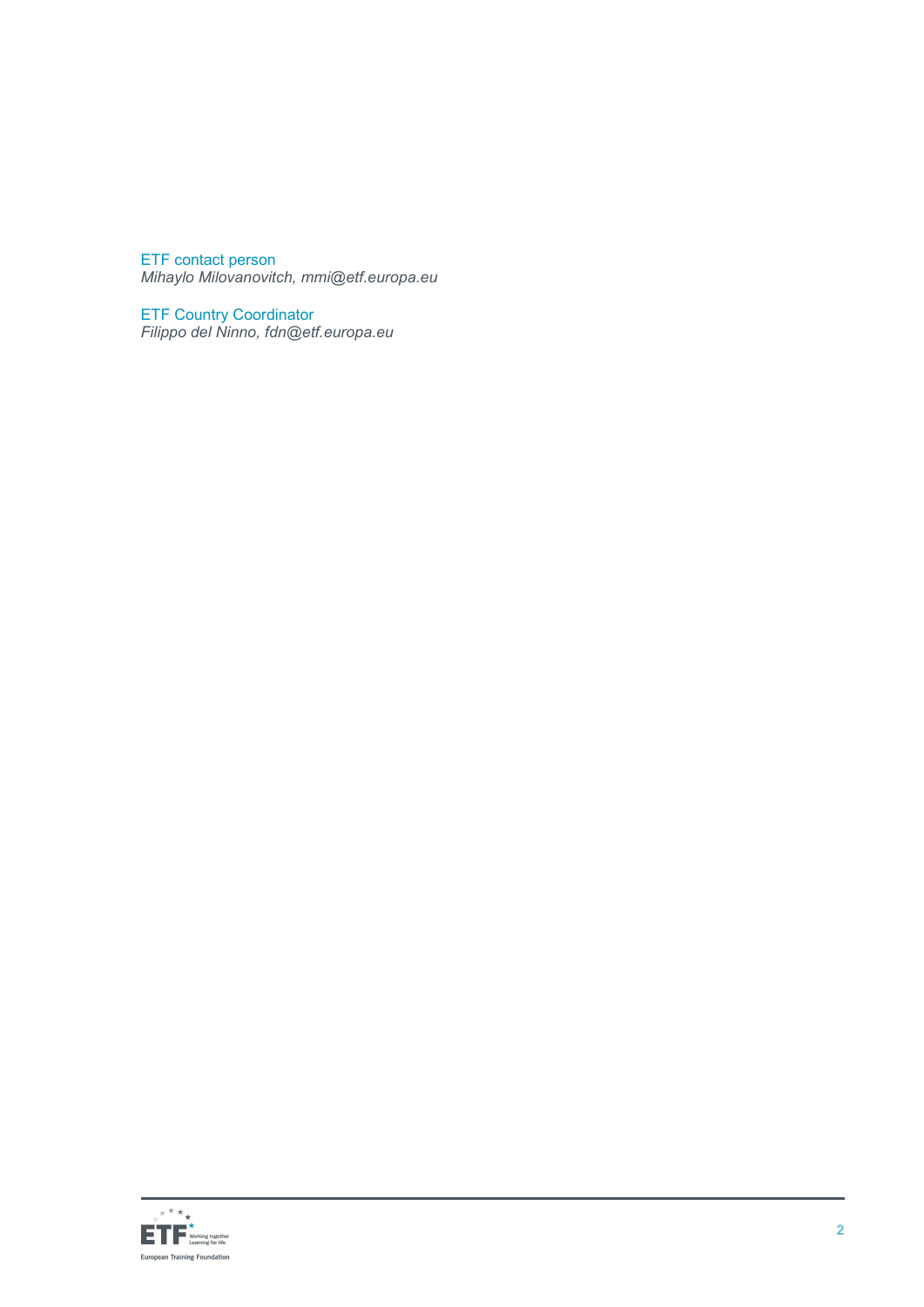ETF contact person
*Mihaylo Milovanovitch, mmi@etf.europa.eu*

ETF Country Coordinator
*Filippo del Ninno, fdn@etf.europa.eu*